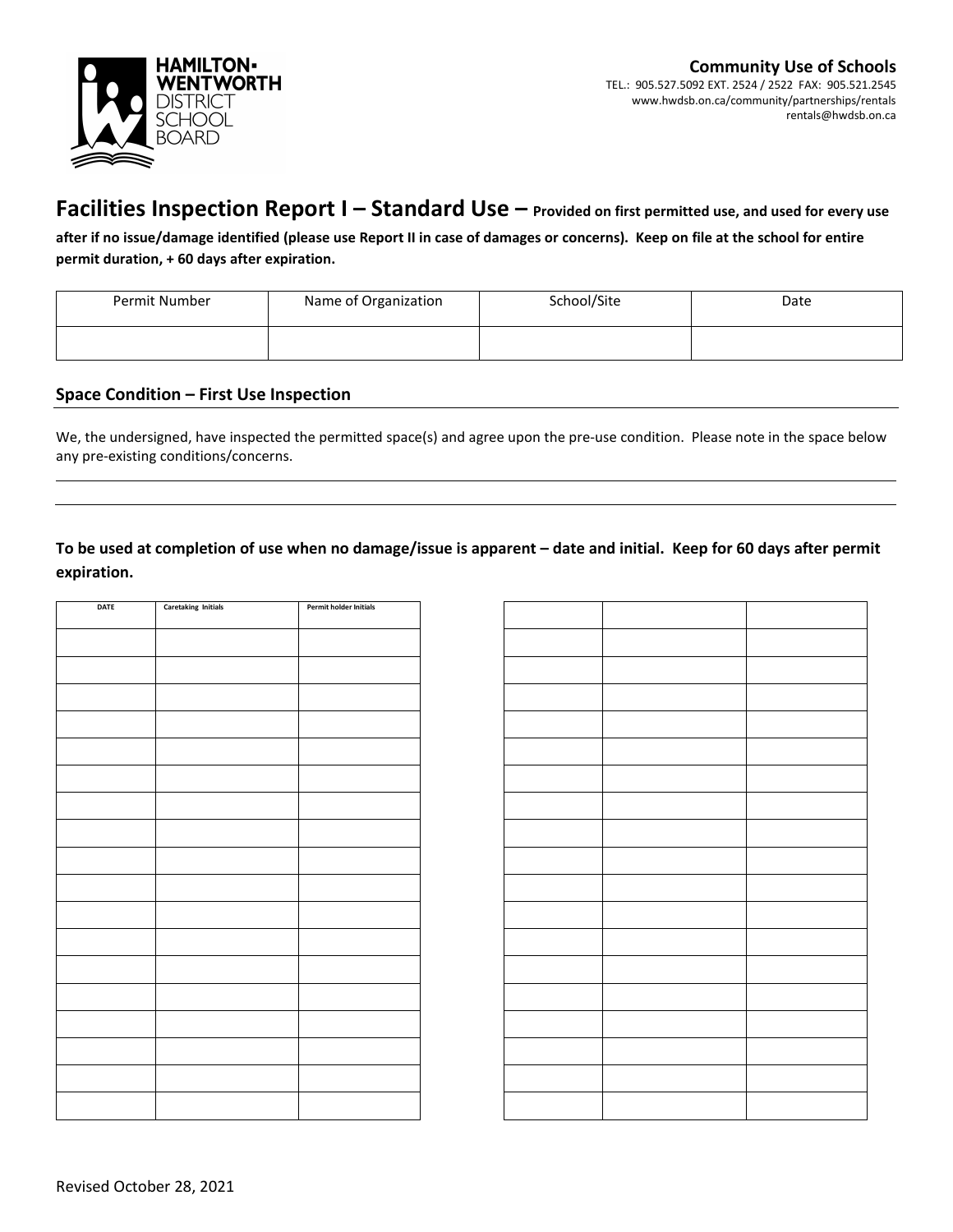**Community Use of Schools**
TEL.: 905.527.5092 EXT. 2524 / 2522 FAX: 905.521.2545
www.hwdsb.on.ca/community/partnerships/rentals
rentals@hwdsb.on.ca

## Facilities Inspection Report I – Standard Use – Provided on first permitted use, and used for every use after if no issue/damage identified (please use Report II in case of damages or concerns). Keep on file at the school for entire permit duration, + 60 days after expiration.

| Permit Number | Name of Organization | School/Site | Date |
|---|---|---|---|
| | | | |

### Space Condition – First Use Inspection

We, the undersigned, have inspected the permitted space(s) and agree upon the pre-use condition. Please note in the space below any pre-existing conditions/concerns.

**To be used at completion of use when no damage/issue is apparent – date and initial. Keep for 60 days after permit expiration.**

| DATE | Caretaking Initials | Permit holder Initials |
|---|---|---|
| | | |
| | | |
| | | |
| | | |
| | | |
| | | |
| | | |
| | | |
| | | |
| | | |
| | | |
| | | |
| | | |
| | | |
| | | |
| | | |
| | | |
| | | |

| | | |
|---|---|---|
| | | |
| | | |
| | | |
| | | |
| | | |
| | | |
| | | |
| | | |
| | | |
| | | |
| | | |
| | | |
| | | |
| | | |
| | | |
| | | |
| | | |
| | | |

Revised October 28, 2021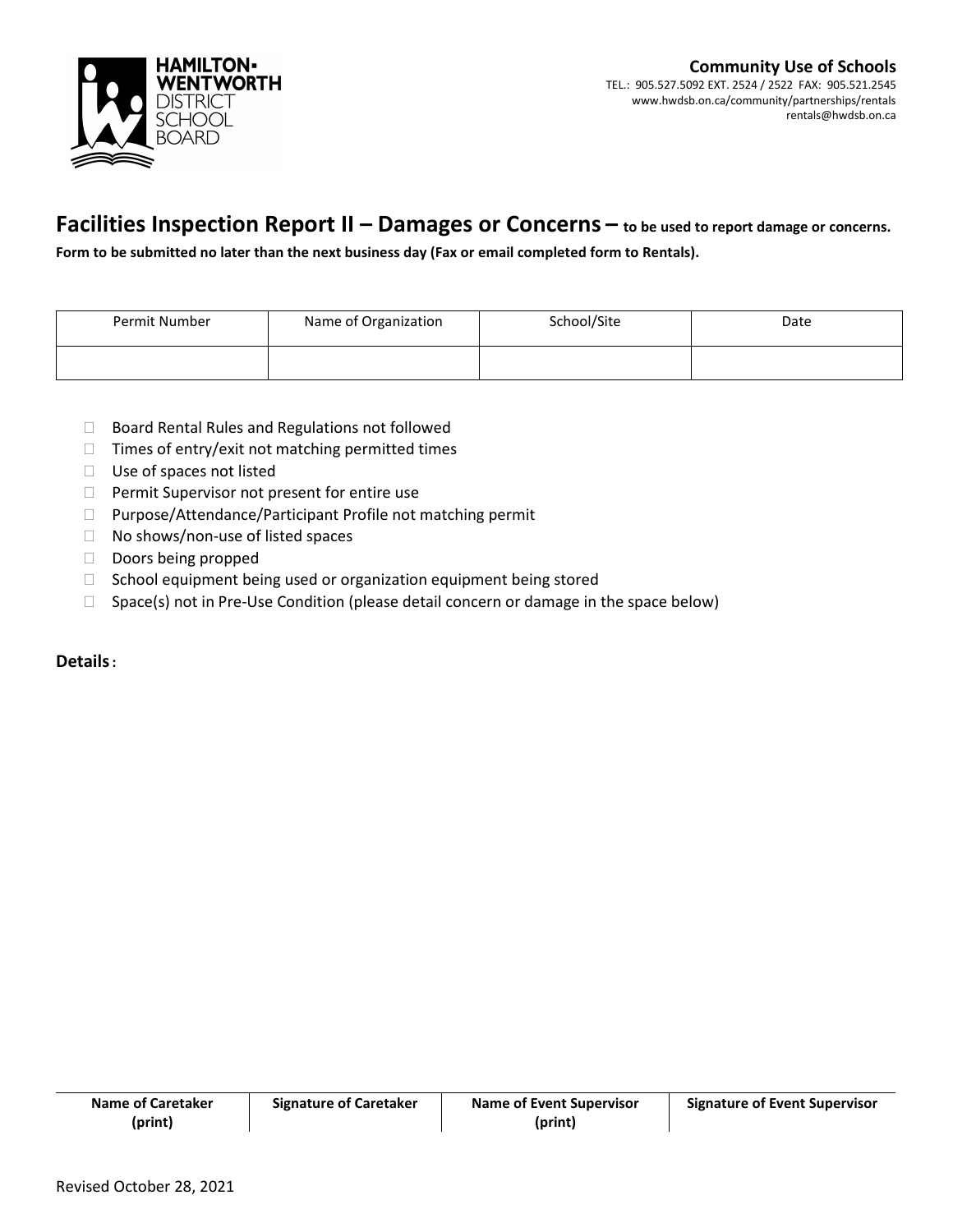**HAMILTON-WENTWORTH DISTRICT SCHOOL BOARD**

**Community Use of Schools**
TEL.: 905.527.5092 EXT. 2524 / 2522 FAX: 905.521.2545
www.hwdsb.on.ca/community/partnerships/rentals
rentals@hwdsb.on.ca

## Facilities Inspection Report II – Damages or Concerns – to be used to report damage or concerns.

**Form to be submitted no later than the next business day (Fax or email completed form to Rentals).**

| Permit Number | Name of Organization | School/Site | Date |
|---|---|---|---|
| | | | |

- ☐ Board Rental Rules and Regulations not followed
- ☐ Times of entry/exit not matching permitted times
- ☐ Use of spaces not listed
- ☐ Permit Supervisor not present for entire use
- ☐ Purpose/Attendance/Participant Profile not matching permit
- ☐ No shows/non-use of listed spaces
- ☐ Doors being propped
- ☐ School equipment being used or organization equipment being stored
- ☐ Space(s) not in Pre-Use Condition (please detail concern or damage in the space below)

**Details:**

| Name of Caretaker (print) | Signature of Caretaker | Name of Event Supervisor (print) | Signature of Event Supervisor |
|---|---|---|---|

Revised October 28, 2021